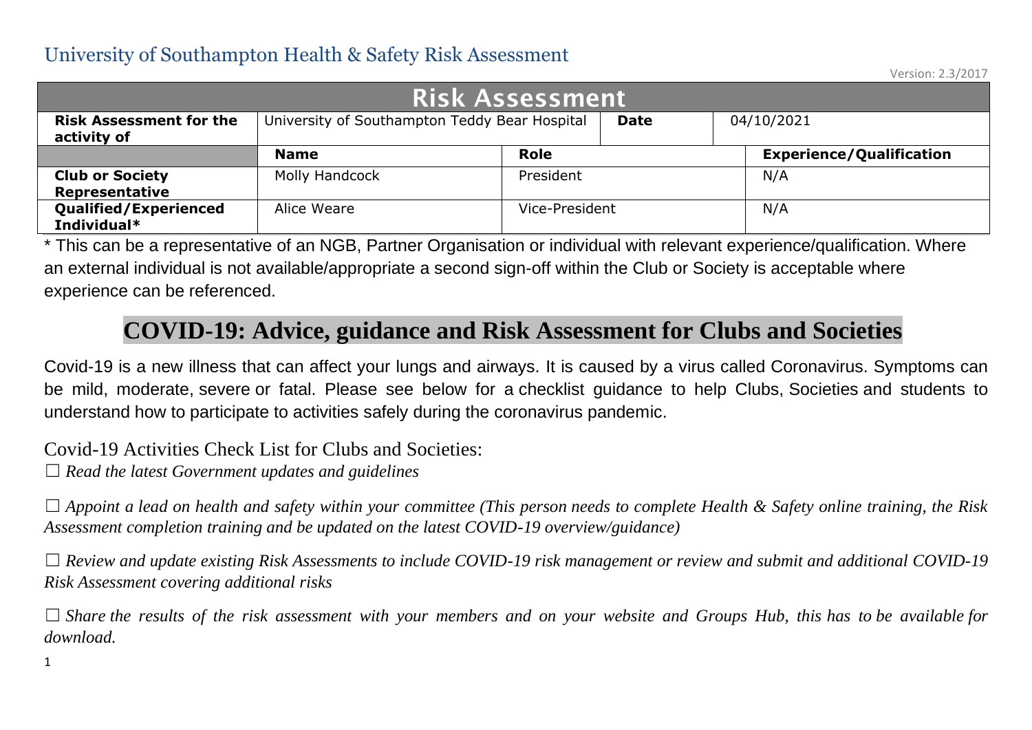# University of Southampton Health & Safety Risk Assessment

Version: 2.3/2017

| Risk Assessment | | | | |
|---|---|---|---|---|
| **Risk Assessment for the activity of** | University of Southampton Teddy Bear Hospital | | **Date** | 04/10/2021 |
| | **Name** | **Role** | | **Experience/Qualification** |
| **Club or Society Representative** | Molly Handcock | President | | N/A |
| **Qualified/Experienced Individual*** | Alice Weare | Vice-President | | N/A |

* This can be a representative of an NGB, Partner Organisation or individual with relevant experience/qualification. Where an external individual is not available/appropriate a second sign-off within the Club or Society is acceptable where experience can be referenced.

## COVID-19: Advice, guidance and Risk Assessment for Clubs and Societies

Covid-19 is a new illness that can affect your lungs and airways. It is caused by a virus called Coronavirus. Symptoms can be mild, moderate, severe or fatal. Please see below for a checklist guidance to help Clubs, Societies and students to understand how to participate to activities safely during the coronavirus pandemic.

Covid-19 Activities Check List for Clubs and Societies:

☐ *Read the latest Government updates and guidelines*

☐ *Appoint a lead on health and safety within your committee (This person needs to complete Health & Safety online training, the Risk Assessment completion training and be updated on the latest COVID-19 overview/guidance)*

☐ *Review and update existing Risk Assessments to include COVID-19 risk management or review and submit and additional COVID-19 Risk Assessment covering additional risks*

☐ *Share the results of the risk assessment with your members and on your website and Groups Hub, this has to be available for download.*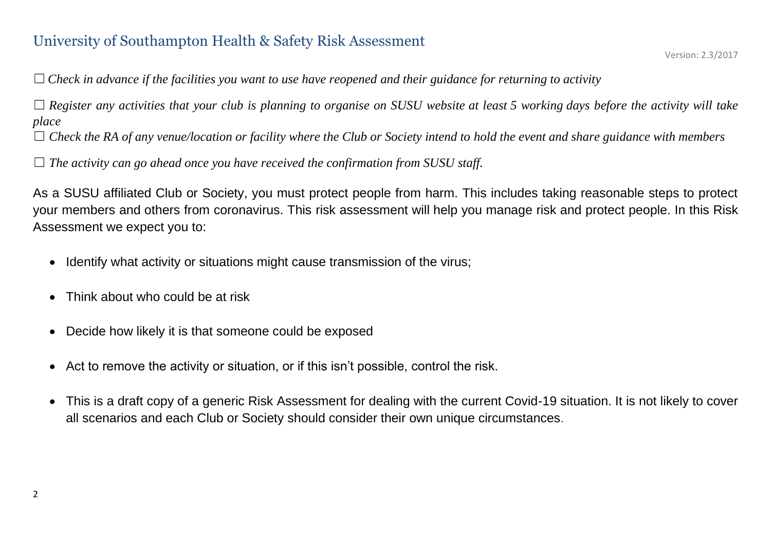☐ *Check in advance if the facilities you want to use have reopened and their guidance for returning to activity*

☐ *Register any activities that your club is planning to organise on SUSU website at least 5 working days before the activity will take place*

☐ *Check the RA of any venue/location or facility where the Club or Society intend to hold the event and share guidance with members*

☐ *The activity can go ahead once you have received the confirmation from SUSU staff.*

As a SUSU affiliated Club or Society, you must protect people from harm. This includes taking reasonable steps to protect your members and others from coronavirus. This risk assessment will help you manage risk and protect people. In this Risk Assessment we expect you to:

- Identify what activity or situations might cause transmission of the virus;
- Think about who could be at risk
- Decide how likely it is that someone could be exposed
- Act to remove the activity or situation, or if this isn't possible, control the risk.
- This is a draft copy of a generic Risk Assessment for dealing with the current Covid-19 situation. It is not likely to cover all scenarios and each Club or Society should consider their own unique circumstances.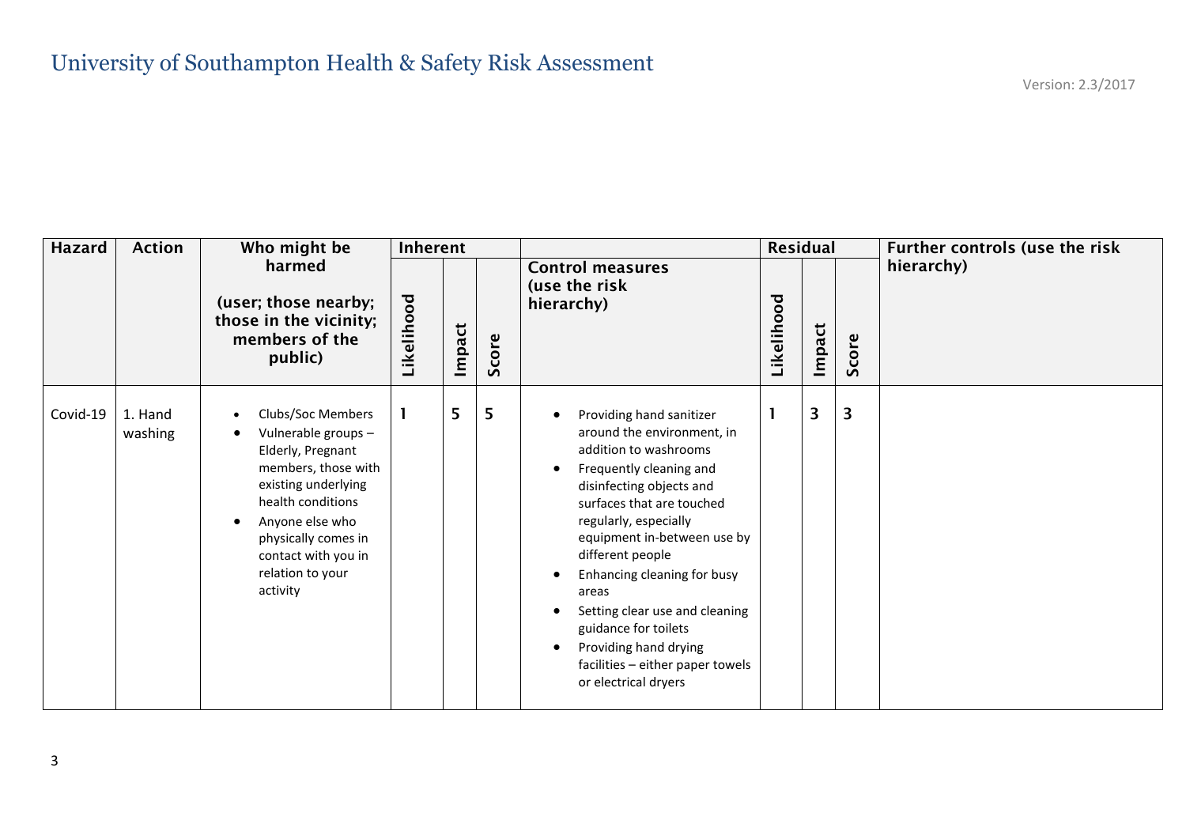# University of Southampton Health & Safety Risk Assessment

Version: 2.3/2017

| Hazard | Action | Who might be harmed (user; those nearby; those in the vicinity; members of the public) | Inherent | | | Control measures (use the risk hierarchy) | Residual | | | Further controls (use the risk hierarchy) |
|---|---|---|---|---|---|---|---|---|---|---|
| | | | Likelihood | Impact | Score | | Likelihood | Impact | Score | |
| Covid-19 | 1. Hand washing | • Clubs/Soc Members<br>• Vulnerable groups – Elderly, Pregnant members, those with existing underlying health conditions<br>• Anyone else who physically comes in contact with you in relation to your activity | 1 | 5 | 5 | • Providing hand sanitizer around the environment, in addition to washrooms<br>• Frequently cleaning and disinfecting objects and surfaces that are touched regularly, especially equipment in-between use by different people<br>• Enhancing cleaning for busy areas<br>• Setting clear use and cleaning guidance for toilets<br>• Providing hand drying facilities – either paper towels or electrical dryers | 1 | 3 | 3 | |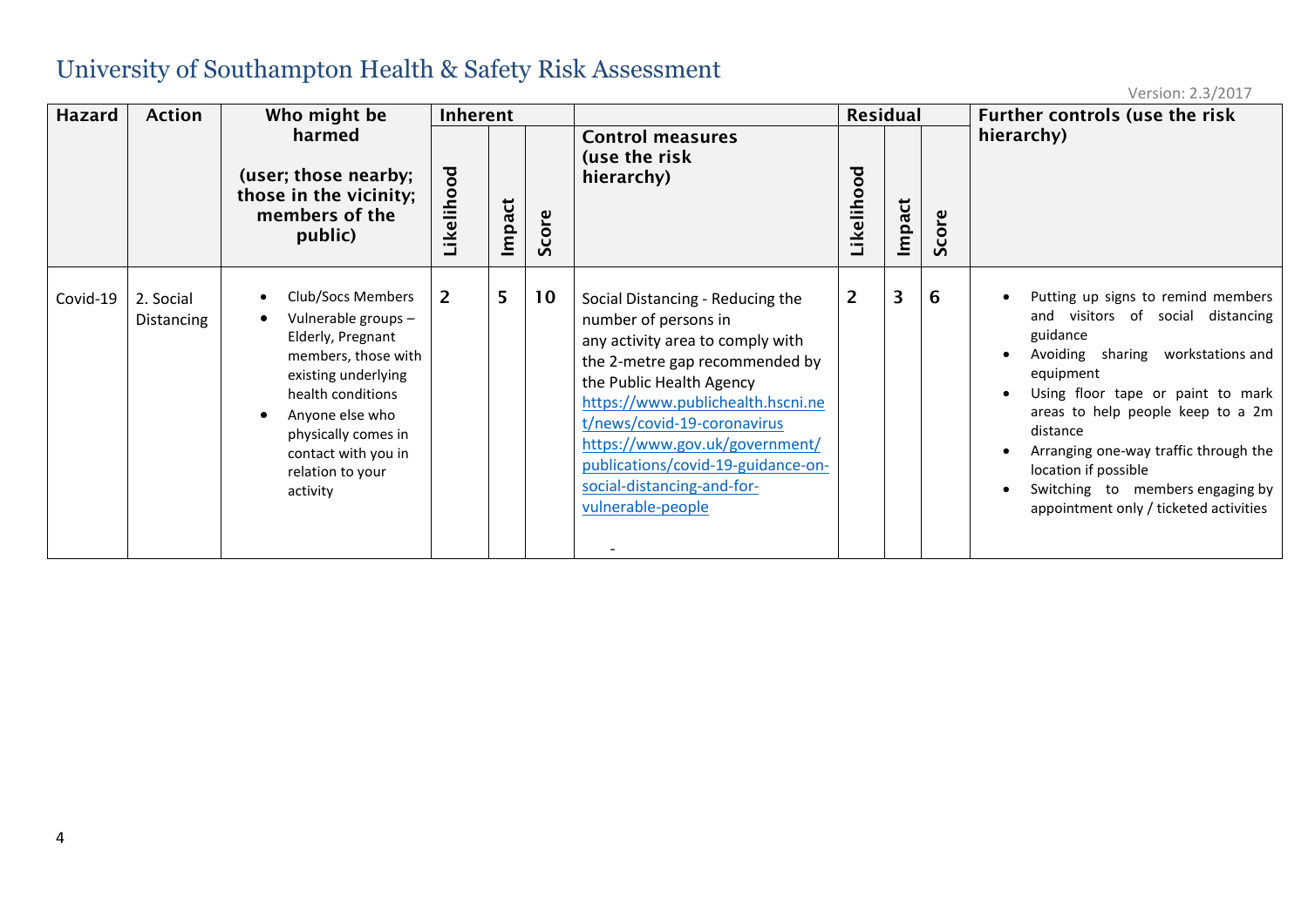# University of Southampton Health & Safety Risk Assessment

Version: 2.3/2017

| Hazard | Action | Who might be harmed (user; those nearby; those in the vicinity; members of the public) | Inherent | | | Control measures (use the risk hierarchy) | Residual | | | Further controls (use the risk hierarchy) |
|---|---|---|---|---|---|---|---|---|---|---|
| | | | Likelihood | Impact | Score | | Likelihood | Impact | Score | |
| Covid-19 | 2. Social Distancing | • Club/Socs Members<br>• Vulnerable groups – Elderly, Pregnant members, those with existing underlying health conditions<br>• Anyone else who physically comes in contact with you in relation to your activity | 2 | 5 | 10 | Social Distancing - Reducing the number of persons in any activity area to comply with the 2-metre gap recommended by the Public Health Agency https://www.publichealth.hscni.net/news/covid-19-coronavirus https://www.gov.uk/government/publications/covid-19-guidance-on-social-distancing-and-for-vulnerable-people<br>- | 2 | 3 | 6 | • Putting up signs to remind members and visitors of social distancing guidance<br>• Avoiding sharing workstations and equipment<br>• Using floor tape or paint to mark areas to help people keep to a 2m distance<br>• Arranging one-way traffic through the location if possible<br>• Switching to members engaging by appointment only / ticketed activities |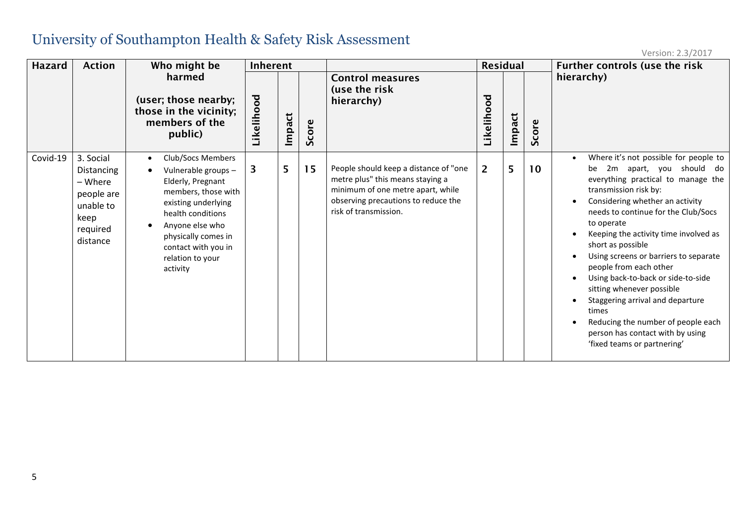# University of Southampton Health & Safety Risk Assessment

Version: 2.3/2017

| Hazard | Action | Who might be harmed (user; those nearby; those in the vicinity; members of the public) | Inherent | | | Control measures (use the risk hierarchy) | Residual | | | Further controls (use the risk hierarchy) |
|---|---|---|---|---|---|---|---|---|---|---|
| | | | Likelihood | Impact | Score | | Likelihood | Impact | Score | |
| Covid-19 | 3. Social Distancing – Where people are unable to keep required distance | • Club/Socs Members<br>• Vulnerable groups – Elderly, Pregnant members, those with existing underlying health conditions<br>• Anyone else who physically comes in contact with you in relation to your activity | 3 | 5 | 15 | People should keep a distance of "one metre plus" this means staying a minimum of one metre apart, while observing precautions to reduce the risk of transmission. | 2 | 5 | 10 | • Where it's not possible for people to be 2m apart, you should do everything practical to manage the transmission risk by:<br>• Considering whether an activity needs to continue for the Club/Socs to operate<br>• Keeping the activity time involved as short as possible<br>• Using screens or barriers to separate people from each other<br>• Using back-to-back or side-to-side sitting whenever possible<br>• Staggering arrival and departure times<br>• Reducing the number of people each person has contact with by using 'fixed teams or partnering' |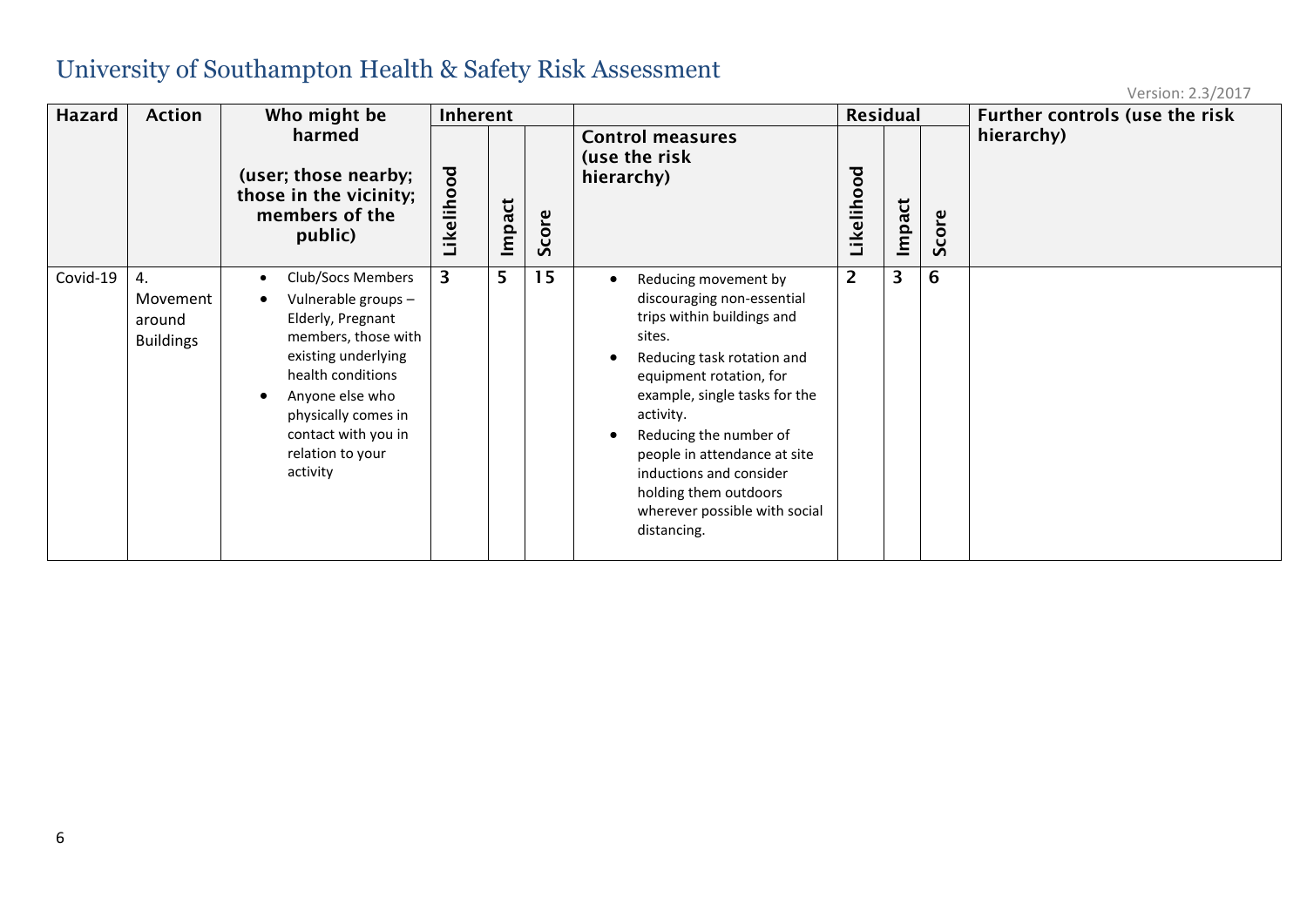# University of Southampton Health & Safety Risk Assessment

Version: 2.3/2017

| Hazard | Action | Who might be harmed (user; those nearby; those in the vicinity; members of the public) | Inherent | | | Control measures (use the risk hierarchy) | Residual | | | Further controls (use the risk hierarchy) |
|---|---|---|---|---|---|---|---|---|---|---|
| | | | Likelihood | Impact | Score | | Likelihood | Impact | Score | |
| Covid-19 | 4. Movement around Buildings | • Club/Socs Members<br>• Vulnerable groups – Elderly, Pregnant members, those with existing underlying health conditions<br>• Anyone else who physically comes in contact with you in relation to your activity | 3 | 5 | 15 | • Reducing movement by discouraging non-essential trips within buildings and sites.<br>• Reducing task rotation and equipment rotation, for example, single tasks for the activity.<br>• Reducing the number of people in attendance at site inductions and consider holding them outdoors wherever possible with social distancing. | 2 | 3 | 6 | |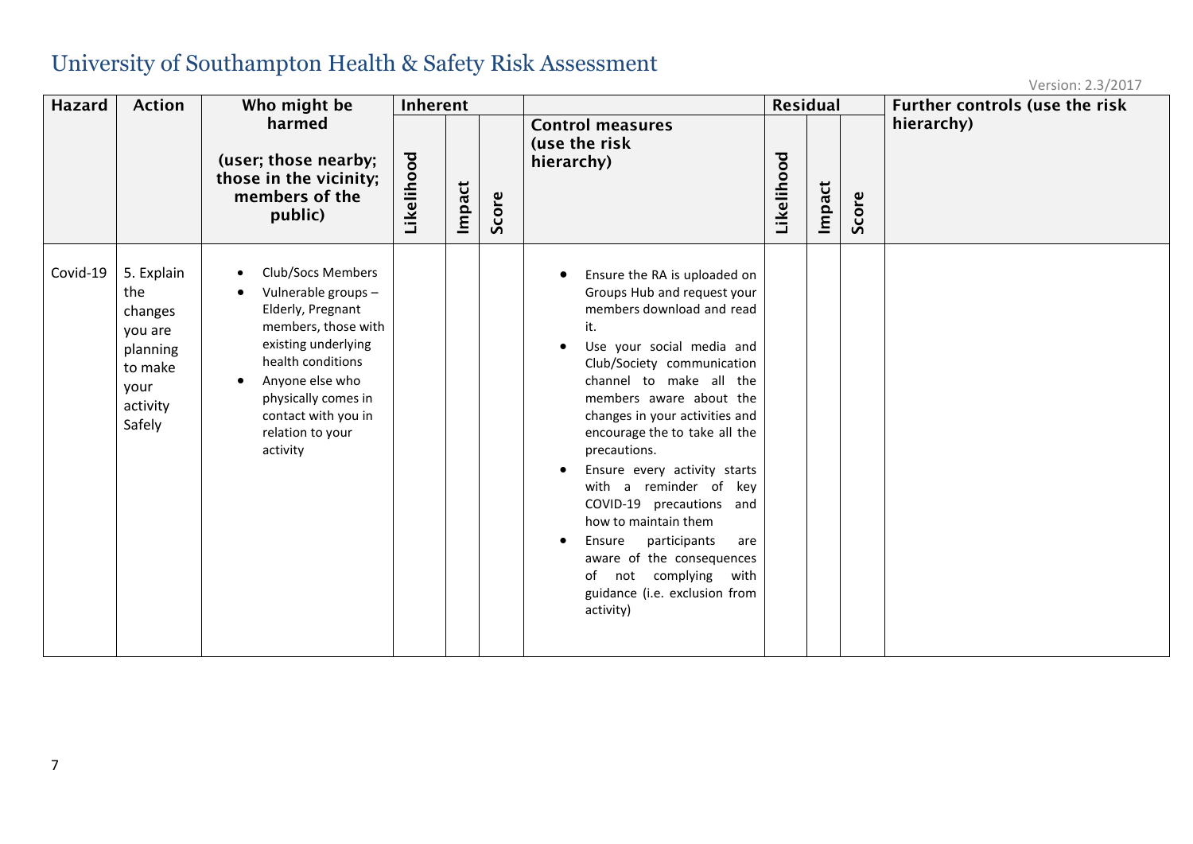# University of Southampton Health & Safety Risk Assessment

Version: 2.3/2017

| Hazard | Action | Who might be harmed (user; those nearby; those in the vicinity; members of the public) | Inherent | | | Control measures (use the risk hierarchy) | Residual | | | Further controls (use the risk hierarchy) |
|---|---|---|---|---|---|---|---|---|---|---|
| | | | Likelihood | Impact | Score | | Likelihood | Impact | Score | |
| Covid-19 | 5. Explain the changes you are planning to make your activity Safely | • Club/Socs Members<br>• Vulnerable groups – Elderly, Pregnant members, those with existing underlying health conditions<br>• Anyone else who physically comes in contact with you in relation to your activity | | | | • Ensure the RA is uploaded on Groups Hub and request your members download and read it.<br>• Use your social media and Club/Society communication channel to make all the members aware about the changes in your activities and encourage the to take all the precautions.<br>• Ensure every activity starts with a reminder of key COVID-19 precautions and how to maintain them<br>• Ensure participants are aware of the consequences of not complying with guidance (i.e. exclusion from activity) | | | | |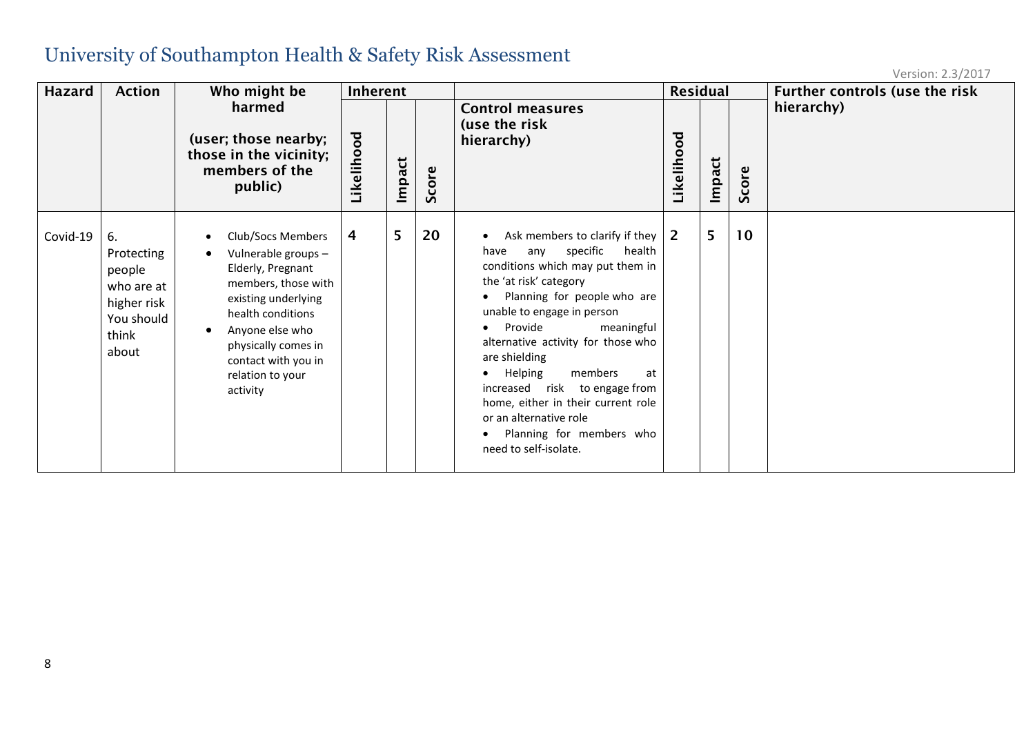# University of Southampton Health & Safety Risk Assessment

Version: 2.3/2017

| Hazard | Action | Who might be harmed (user; those nearby; those in the vicinity; members of the public) | Inherent | | | Control measures (use the risk hierarchy) | Residual | | | Further controls (use the risk hierarchy) |
|---|---|---|---|---|---|---|---|---|---|---|
| | | | Likelihood | Impact | Score | | Likelihood | Impact | Score | |
| Covid-19 | 6. Protecting people who are at higher risk You should think about | • Club/Socs Members<br>• Vulnerable groups – Elderly, Pregnant members, those with existing underlying health conditions<br>• Anyone else who physically comes in contact with you in relation to your activity | 4 | 5 | 20 | • Ask members to clarify if they have any specific health conditions which may put them in the 'at risk' category<br>• Planning for people who are unable to engage in person<br>• Provide meaningful alternative activity for those who are shielding<br>• Helping members at increased risk to engage from home, either in their current role or an alternative role<br>• Planning for members who need to self-isolate. | 2 | 5 | 10 | |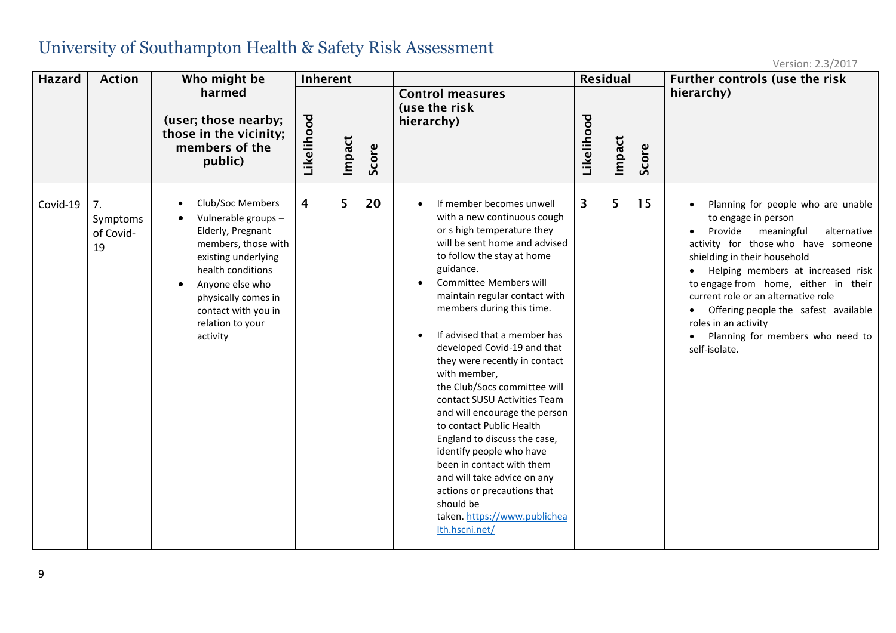# University of Southampton Health & Safety Risk Assessment

Version: 2.3/2017

| Hazard | Action | Who might be harmed (user; those nearby; those in the vicinity; members of the public) | Inherent | | | Control measures (use the risk hierarchy) | Residual | | | Further controls (use the risk hierarchy) |
|---|---|---|---|---|---|---|---|---|---|---|
| | | | Likelihood | Impact | Score | | Likelihood | Impact | Score | |
| Covid-19 | 7. Symptoms of Covid-19 | • Club/Soc Members<br>• Vulnerable groups – Elderly, Pregnant members, those with existing underlying health conditions<br>• Anyone else who physically comes in contact with you in relation to your activity | 4 | 5 | 20 | • If member becomes unwell with a new continuous cough or s high temperature they will be sent home and advised to follow the stay at home guidance.<br>• Committee Members will maintain regular contact with members during this time.<br><br>• If advised that a member has developed Covid-19 and that they were recently in contact with member, the Club/Socs committee will contact SUSU Activities Team and will encourage the person to contact Public Health England to discuss the case, identify people who have been in contact with them and will take advice on any actions or precautions that should be taken. https://www.publichealth.hscni.net/ | 3 | 5 | 15 | • Planning for people who are unable to engage in person<br>• Provide meaningful alternative activity for those who have someone shielding in their household<br>• Helping members at increased risk to engage from home, either in their current role or an alternative role<br>• Offering people the safest available roles in an activity<br>• Planning for members who need to self-isolate. |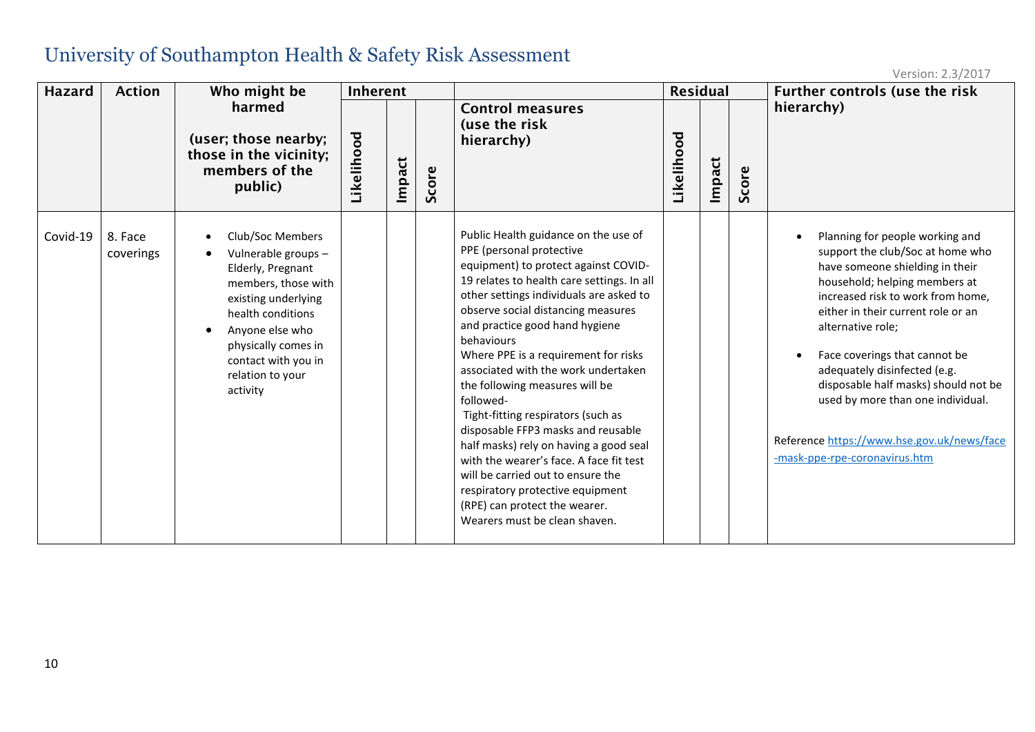# University of Southampton Health & Safety Risk Assessment

Version: 2.3/2017

| Hazard | Action | Who might be harmed (user; those nearby; those in the vicinity; members of the public) | Inherent | | | Control measures (use the risk hierarchy) | Residual | | | Further controls (use the risk hierarchy) |
|---|---|---|---|---|---|---|---|---|---|---|
| | | | Likelihood | Impact | Score | | Likelihood | Impact | Score | |
| Covid-19 | 8. Face coverings | • Club/Soc Members<br>• Vulnerable groups – Elderly, Pregnant members, those with existing underlying health conditions<br>• Anyone else who physically comes in contact with you in relation to your activity | | | | Public Health guidance on the use of PPE (personal protective equipment) to protect against COVID-19 relates to health care settings. In all other settings individuals are asked to observe social distancing measures and practice good hand hygiene behaviours<br>Where PPE is a requirement for risks associated with the work undertaken the following measures will be followed-<br>Tight-fitting respirators (such as disposable FFP3 masks and reusable half masks) rely on having a good seal with the wearer's face. A face fit test will be carried out to ensure the respiratory protective equipment (RPE) can protect the wearer. Wearers must be clean shaven. | | | | • Planning for people working and support the club/Soc at home who have someone shielding in their household; helping members at increased risk to work from home, either in their current role or an alternative role;<br>• Face coverings that cannot be adequately disinfected (e.g. disposable half masks) should not be used by more than one individual.<br><br>Reference https://www.hse.gov.uk/news/face-mask-ppe-rpe-coronavirus.htm |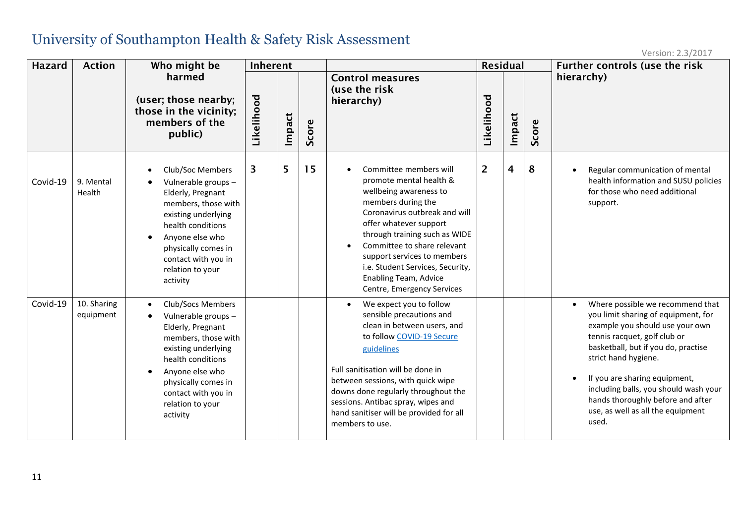# University of Southampton Health & Safety Risk Assessment

Version: 2.3/2017

| Hazard | Action | Who might be harmed (user; those nearby; those in the vicinity; members of the public) | Inherent | | | Control measures (use the risk hierarchy) | Residual | | | Further controls (use the risk hierarchy) |
|---|---|---|---|---|---|---|---|---|---|---|
| | | | Likelihood | Impact | Score | | Likelihood | Impact | Score | |
| Covid-19 | 9. Mental Health | • Club/Soc Members<br>• Vulnerable groups – Elderly, Pregnant members, those with existing underlying health conditions<br>• Anyone else who physically comes in contact with you in relation to your activity | 3 | 5 | 15 | • Committee members will promote mental health & wellbeing awareness to members during the Coronavirus outbreak and will offer whatever support through training such as WIDE<br>• Committee to share relevant support services to members i.e. Student Services, Security, Enabling Team, Advice Centre, Emergency Services | 2 | 4 | 8 | • Regular communication of mental health information and SUSU policies for those who need additional support. |
| Covid-19 | 10. Sharing equipment | • Club/Socs Members<br>• Vulnerable groups – Elderly, Pregnant members, those with existing underlying health conditions<br>• Anyone else who physically comes in contact with you in relation to your activity | | | | • We expect you to follow sensible precautions and clean in between users, and to follow COVID-19 Secure guidelines<br><br>Full sanitisation will be done in between sessions, with quick wipe downs done regularly throughout the sessions. Antibac spray, wipes and hand sanitiser will be provided for all members to use. | | | | • Where possible we recommend that you limit sharing of equipment, for example you should use your own tennis racquet, golf club or basketball, but if you do, practise strict hand hygiene.<br>• If you are sharing equipment, including balls, you should wash your hands thoroughly before and after use, as well as all the equipment used. |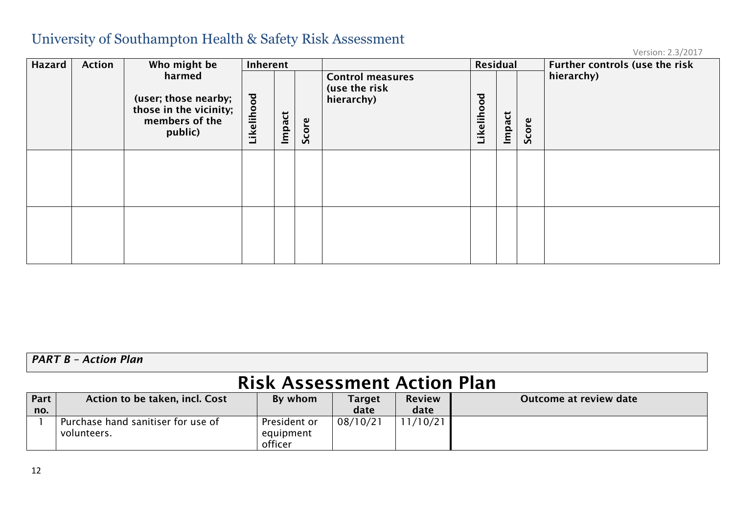# University of Southampton Health & Safety Risk Assessment

Version: 2.3/2017

| Hazard | Action | Who might be harmed (user; those nearby; those in the vicinity; members of the public) | Inherent | | | Control measures (use the risk hierarchy) | Residual | | | Further controls (use the risk hierarchy) |
|---|---|---|---|---|---|---|---|---|---|---|
| | | | Likelihood | Impact | Score | | Likelihood | Impact | Score | |
| | | | | | | | | | | |
| | | | | | | | | | | |

*PART B – Action Plan*

## Risk Assessment Action Plan

| Part no. | Action to be taken, incl. Cost | By whom | Target date | Review date | Outcome at review date |
|---|---|---|---|---|---|
| 1 | Purchase hand sanitiser for use of volunteers. | President or equipment officer | 08/10/21 | 11/10/21 | |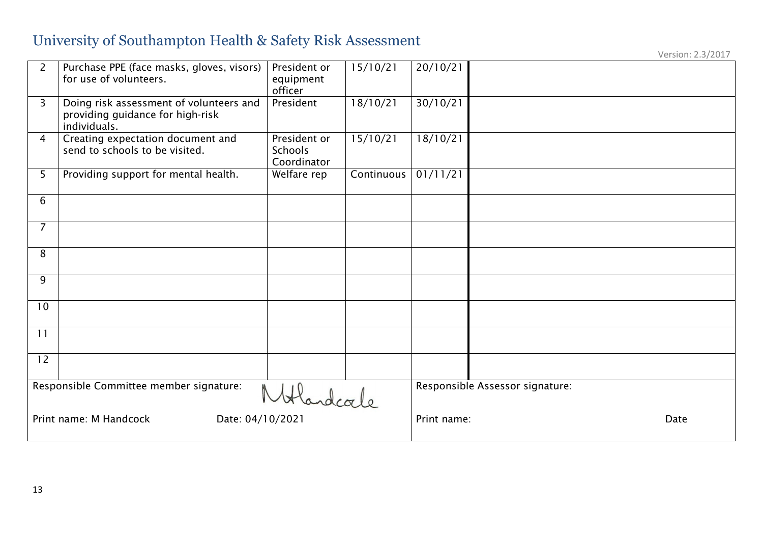# University of Southampton Health & Safety Risk Assessment

Version: 2.3/2017

| | | | | | |
|---|---|---|---|---|---|
| 2 | Purchase PPE (face masks, gloves, visors) for use of volunteers. | President or equipment officer | 15/10/21 | 20/10/21 | |
| 3 | Doing risk assessment of volunteers and providing guidance for high-risk individuals. | President | 18/10/21 | 30/10/21 | |
| 4 | Creating expectation document and send to schools to be visited. | President or Schools Coordinator | 15/10/21 | 18/10/21 | |
| 5 | Providing support for mental health. | Welfare rep | Continuous | 01/11/21 | |
| 6 | | | | | |
| 7 | | | | | |
| 8 | | | | | |
| 9 | | | | | |
| 10 | | | | | |
| 11 | | | | | |
| 12 | | | | | |

| | |
|---|---|
| Responsible Committee member signature: MHandcock | Responsible Assessor signature: |
| Print name: M Handcock Date: 04/10/2021 | Print name: Date |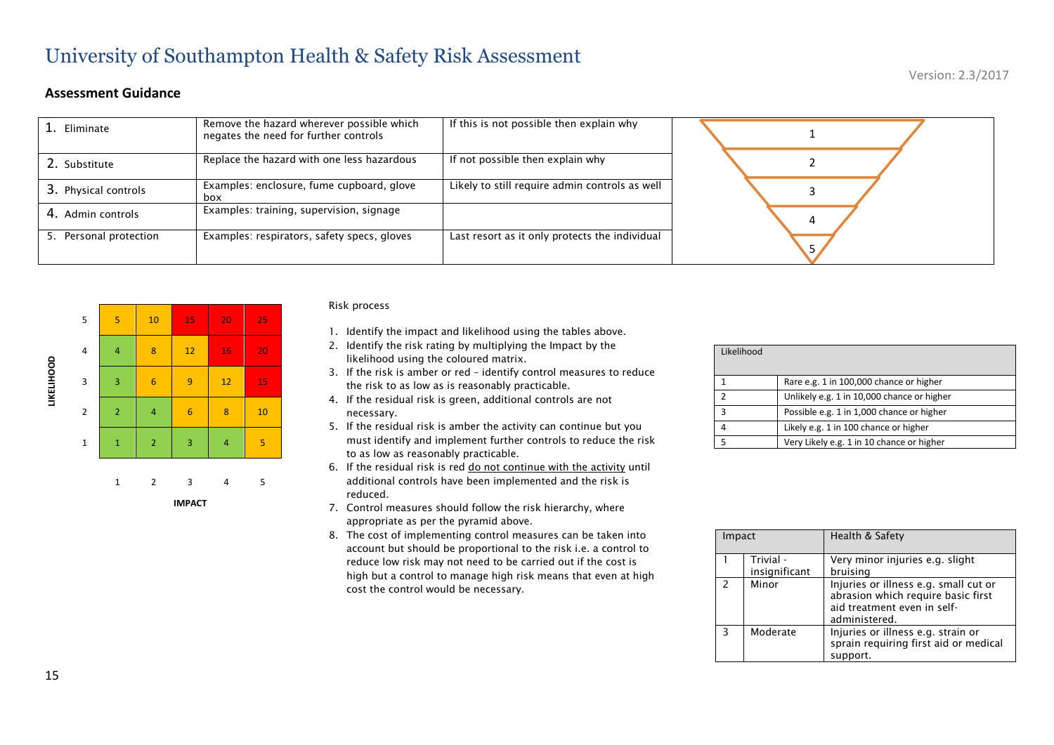# University of Southampton Health & Safety Risk Assessment

Version: 2.3/2017

## Assessment Guidance

| | | |
|---|---|---|
| 1. Eliminate | Remove the hazard wherever possible which negates the need for further controls | If this is not possible then explain why |
| 2. Substitute | Replace the hazard with one less hazardous | If not possible then explain why |
| 3. Physical controls | Examples: enclosure, fume cupboard, glove box | Likely to still require admin controls as well |
| 4. Admin controls | Examples: training, supervision, signage | |
| 5. Personal protection | Examples: respirators, safety specs, gloves | Last resort as it only protects the individual |

| LIKELIHOOD | | | | | |
|---|---|---|---|---|---|
| 5 | 5 | 10 | 15 | 20 | 25 |
| 4 | 4 | 8 | 12 | 16 | 20 |
| 3 | 3 | 6 | 9 | 12 | 15 |
| 2 | 2 | 4 | 6 | 8 | 10 |
| 1 | 1 | 2 | 3 | 4 | 5 |
| | 1 | 2 | 3 | 4 | 5 |
| | | | IMPACT | | |

Risk process

1. Identify the impact and likelihood using the tables above.
2. Identify the risk rating by multiplying the Impact by the likelihood using the coloured matrix.
3. If the risk is amber or red – identify control measures to reduce the risk to as low as is reasonably practicable.
4. If the residual risk is green, additional controls are not necessary.
5. If the residual risk is amber the activity can continue but you must identify and implement further controls to reduce the risk to as low as reasonably practicable.
6. If the residual risk is red do not continue with the activity until additional controls have been implemented and the risk is reduced.
7. Control measures should follow the risk hierarchy, where appropriate as per the pyramid above.
8. The cost of implementing control measures can be taken into account but should be proportional to the risk i.e. a control to reduce low risk may not need to be carried out if the cost is high but a control to manage high risk means that even at high cost the control would be necessary.

| Likelihood | |
|---|---|
| 1 | Rare e.g. 1 in 100,000 chance or higher |
| 2 | Unlikely e.g. 1 in 10,000 chance or higher |
| 3 | Possible e.g. 1 in 1,000 chance or higher |
| 4 | Likely e.g. 1 in 100 chance or higher |
| 5 | Very Likely e.g. 1 in 10 chance or higher |

| Impact | | Health & Safety |
|---|---|---|
| 1 | Trivial - insignificant | Very minor injuries e.g. slight bruising |
| 2 | Minor | Injuries or illness e.g. small cut or abrasion which require basic first aid treatment even in self-administered. |
| 3 | Moderate | Injuries or illness e.g. strain or sprain requiring first aid or medical support. |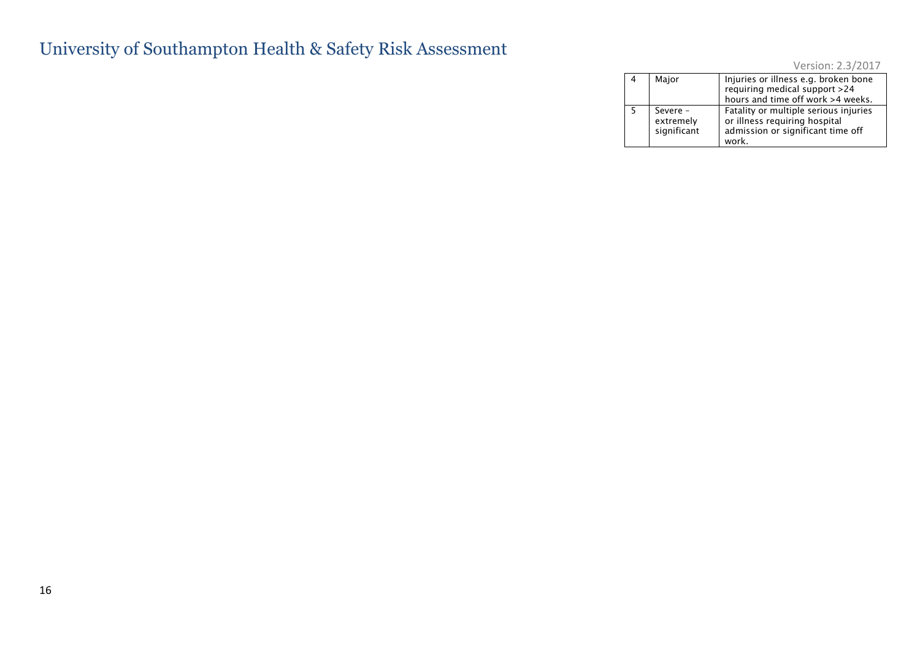| | | |
|---|---|---|
| 4 | Major | Injuries or illness e.g. broken bone requiring medical support >24 hours and time off work >4 weeks. |
| 5 | Severe – extremely significant | Fatality or multiple serious injuries or illness requiring hospital admission or significant time off work. |